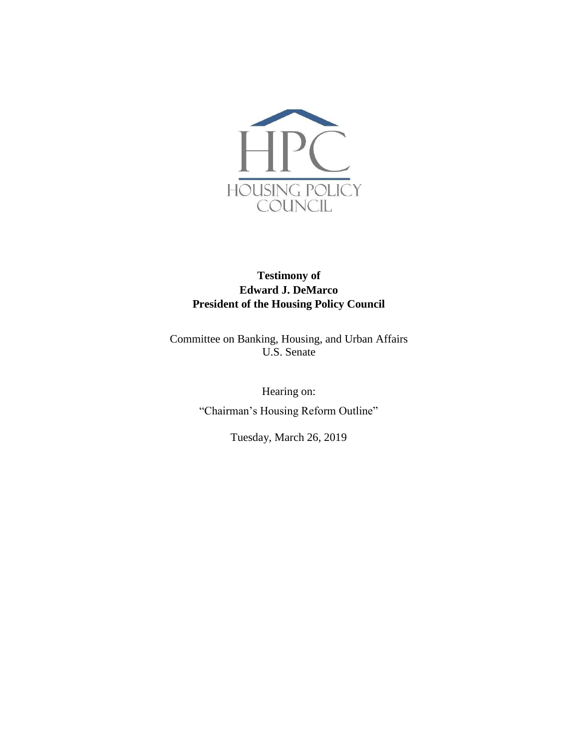HPC
HOUSING POLICY
COUNCIL

**Testimony of**
**Edward J. DeMarco**
**President of the Housing Policy Council**

Committee on Banking, Housing, and Urban Affairs
U.S. Senate

Hearing on:

"Chairman's Housing Reform Outline"

Tuesday, March 26, 2019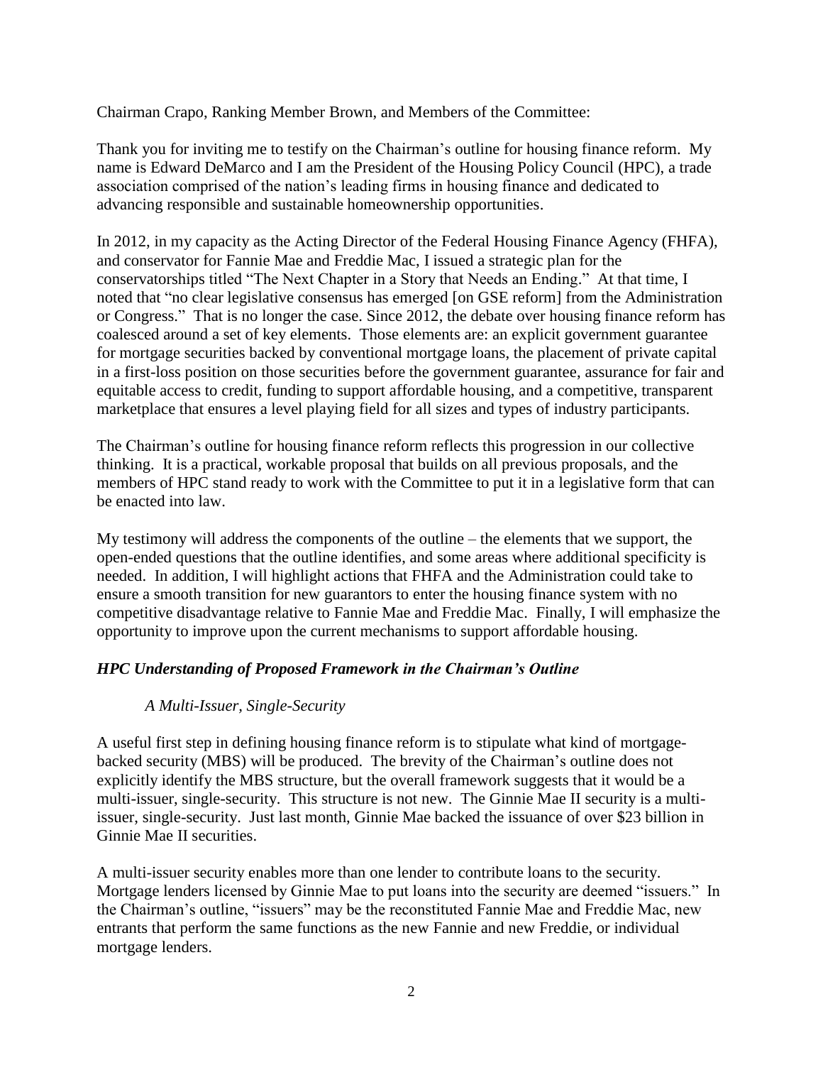Chairman Crapo, Ranking Member Brown, and Members of the Committee:

Thank you for inviting me to testify on the Chairman's outline for housing finance reform. My name is Edward DeMarco and I am the President of the Housing Policy Council (HPC), a trade association comprised of the nation's leading firms in housing finance and dedicated to advancing responsible and sustainable homeownership opportunities.

In 2012, in my capacity as the Acting Director of the Federal Housing Finance Agency (FHFA), and conservator for Fannie Mae and Freddie Mac, I issued a strategic plan for the conservatorships titled "The Next Chapter in a Story that Needs an Ending." At that time, I noted that "no clear legislative consensus has emerged [on GSE reform] from the Administration or Congress." That is no longer the case. Since 2012, the debate over housing finance reform has coalesced around a set of key elements. Those elements are: an explicit government guarantee for mortgage securities backed by conventional mortgage loans, the placement of private capital in a first-loss position on those securities before the government guarantee, assurance for fair and equitable access to credit, funding to support affordable housing, and a competitive, transparent marketplace that ensures a level playing field for all sizes and types of industry participants.

The Chairman's outline for housing finance reform reflects this progression in our collective thinking. It is a practical, workable proposal that builds on all previous proposals, and the members of HPC stand ready to work with the Committee to put it in a legislative form that can be enacted into law.

My testimony will address the components of the outline – the elements that we support, the open-ended questions that the outline identifies, and some areas where additional specificity is needed. In addition, I will highlight actions that FHFA and the Administration could take to ensure a smooth transition for new guarantors to enter the housing finance system with no competitive disadvantage relative to Fannie Mae and Freddie Mac. Finally, I will emphasize the opportunity to improve upon the current mechanisms to support affordable housing.

### *HPC Understanding of Proposed Framework in the Chairman's Outline*

#### *A Multi-Issuer, Single-Security*

A useful first step in defining housing finance reform is to stipulate what kind of mortgage-backed security (MBS) will be produced. The brevity of the Chairman's outline does not explicitly identify the MBS structure, but the overall framework suggests that it would be a multi-issuer, single-security. This structure is not new. The Ginnie Mae II security is a multi-issuer, single-security. Just last month, Ginnie Mae backed the issuance of over $23 billion in Ginnie Mae II securities.

A multi-issuer security enables more than one lender to contribute loans to the security. Mortgage lenders licensed by Ginnie Mae to put loans into the security are deemed "issuers." In the Chairman's outline, "issuers" may be the reconstituted Fannie Mae and Freddie Mac, new entrants that perform the same functions as the new Fannie and new Freddie, or individual mortgage lenders.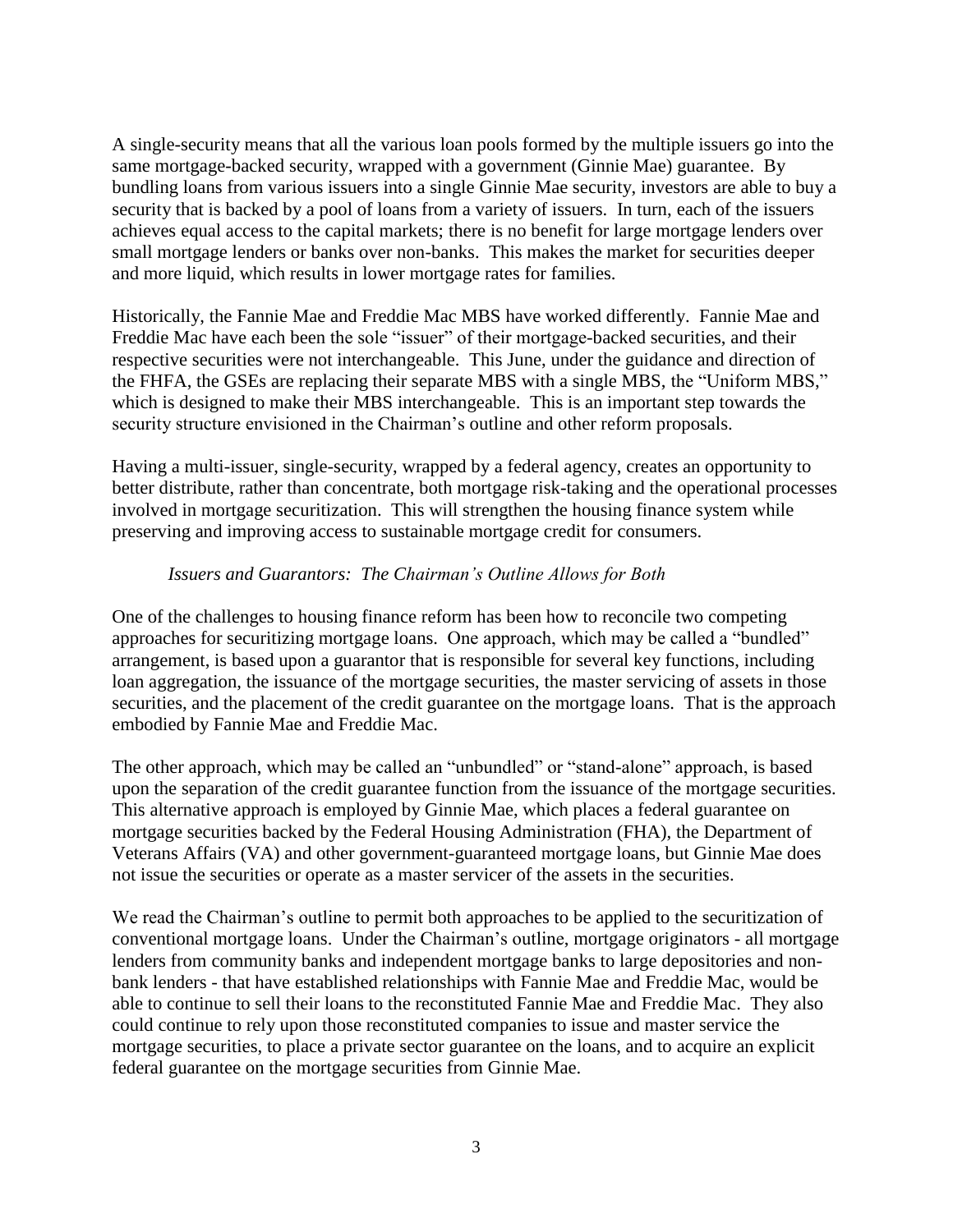A single-security means that all the various loan pools formed by the multiple issuers go into the same mortgage-backed security, wrapped with a government (Ginnie Mae) guarantee. By bundling loans from various issuers into a single Ginnie Mae security, investors are able to buy a security that is backed by a pool of loans from a variety of issuers. In turn, each of the issuers achieves equal access to the capital markets; there is no benefit for large mortgage lenders over small mortgage lenders or banks over non-banks. This makes the market for securities deeper and more liquid, which results in lower mortgage rates for families.

Historically, the Fannie Mae and Freddie Mac MBS have worked differently. Fannie Mae and Freddie Mac have each been the sole "issuer" of their mortgage-backed securities, and their respective securities were not interchangeable. This June, under the guidance and direction of the FHFA, the GSEs are replacing their separate MBS with a single MBS, the "Uniform MBS," which is designed to make their MBS interchangeable. This is an important step towards the security structure envisioned in the Chairman's outline and other reform proposals.

Having a multi-issuer, single-security, wrapped by a federal agency, creates an opportunity to better distribute, rather than concentrate, both mortgage risk-taking and the operational processes involved in mortgage securitization. This will strengthen the housing finance system while preserving and improving access to sustainable mortgage credit for consumers.

*Issuers and Guarantors: The Chairman's Outline Allows for Both*

One of the challenges to housing finance reform has been how to reconcile two competing approaches for securitizing mortgage loans. One approach, which may be called a "bundled" arrangement, is based upon a guarantor that is responsible for several key functions, including loan aggregation, the issuance of the mortgage securities, the master servicing of assets in those securities, and the placement of the credit guarantee on the mortgage loans. That is the approach embodied by Fannie Mae and Freddie Mac.

The other approach, which may be called an "unbundled" or "stand-alone" approach, is based upon the separation of the credit guarantee function from the issuance of the mortgage securities. This alternative approach is employed by Ginnie Mae, which places a federal guarantee on mortgage securities backed by the Federal Housing Administration (FHA), the Department of Veterans Affairs (VA) and other government-guaranteed mortgage loans, but Ginnie Mae does not issue the securities or operate as a master servicer of the assets in the securities.

We read the Chairman's outline to permit both approaches to be applied to the securitization of conventional mortgage loans. Under the Chairman's outline, mortgage originators - all mortgage lenders from community banks and independent mortgage banks to large depositories and non-bank lenders - that have established relationships with Fannie Mae and Freddie Mac, would be able to continue to sell their loans to the reconstituted Fannie Mae and Freddie Mac. They also could continue to rely upon those reconstituted companies to issue and master service the mortgage securities, to place a private sector guarantee on the loans, and to acquire an explicit federal guarantee on the mortgage securities from Ginnie Mae.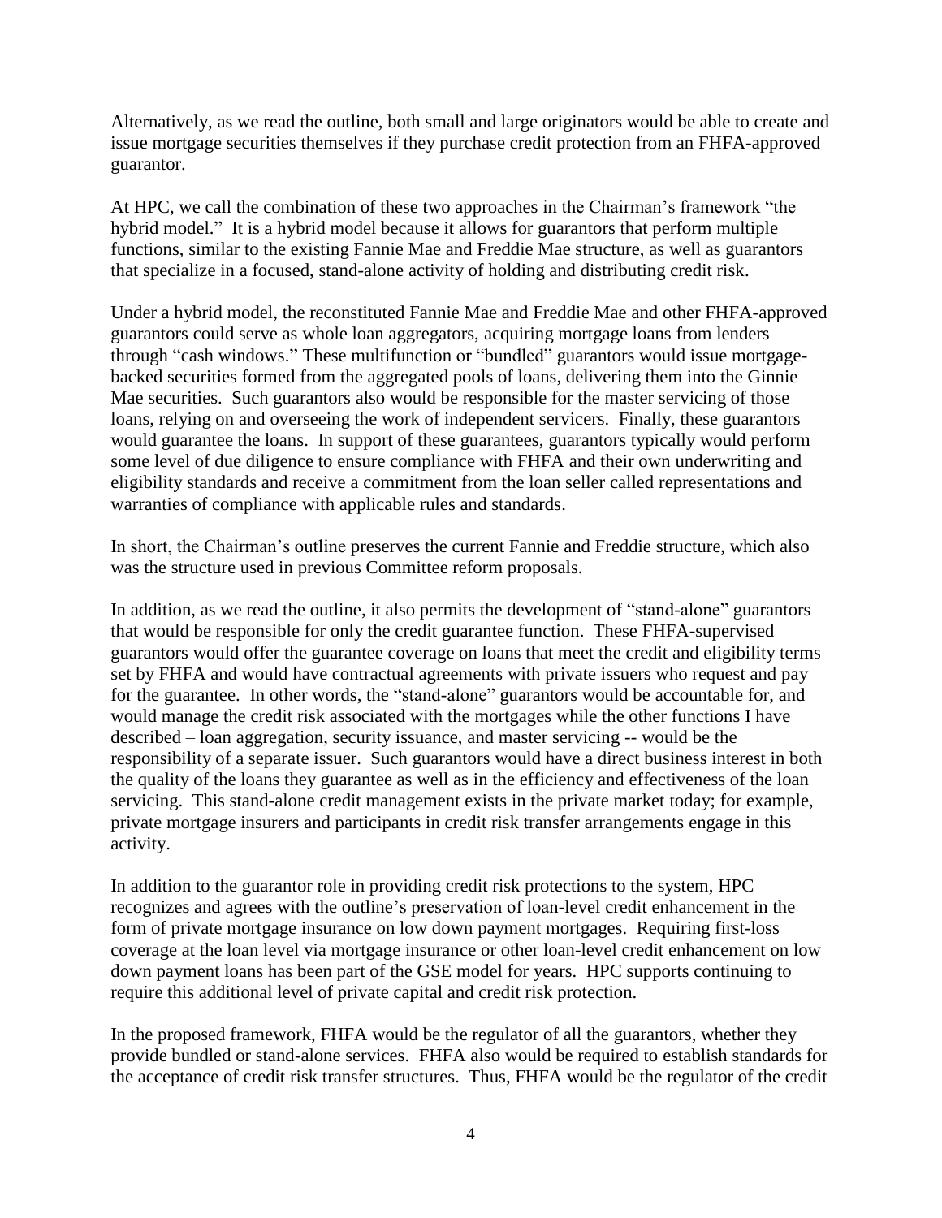Alternatively, as we read the outline, both small and large originators would be able to create and issue mortgage securities themselves if they purchase credit protection from an FHFA-approved guarantor.

At HPC, we call the combination of these two approaches in the Chairman's framework "the hybrid model." It is a hybrid model because it allows for guarantors that perform multiple functions, similar to the existing Fannie Mae and Freddie Mae structure, as well as guarantors that specialize in a focused, stand-alone activity of holding and distributing credit risk.

Under a hybrid model, the reconstituted Fannie Mae and Freddie Mae and other FHFA-approved guarantors could serve as whole loan aggregators, acquiring mortgage loans from lenders through "cash windows." These multifunction or "bundled" guarantors would issue mortgage-backed securities formed from the aggregated pools of loans, delivering them into the Ginnie Mae securities. Such guarantors also would be responsible for the master servicing of those loans, relying on and overseeing the work of independent servicers. Finally, these guarantors would guarantee the loans. In support of these guarantees, guarantors typically would perform some level of due diligence to ensure compliance with FHFA and their own underwriting and eligibility standards and receive a commitment from the loan seller called representations and warranties of compliance with applicable rules and standards.

In short, the Chairman's outline preserves the current Fannie and Freddie structure, which also was the structure used in previous Committee reform proposals.

In addition, as we read the outline, it also permits the development of "stand-alone" guarantors that would be responsible for only the credit guarantee function. These FHFA-supervised guarantors would offer the guarantee coverage on loans that meet the credit and eligibility terms set by FHFA and would have contractual agreements with private issuers who request and pay for the guarantee. In other words, the "stand-alone" guarantors would be accountable for, and would manage the credit risk associated with the mortgages while the other functions I have described – loan aggregation, security issuance, and master servicing -- would be the responsibility of a separate issuer. Such guarantors would have a direct business interest in both the quality of the loans they guarantee as well as in the efficiency and effectiveness of the loan servicing. This stand-alone credit management exists in the private market today; for example, private mortgage insurers and participants in credit risk transfer arrangements engage in this activity.

In addition to the guarantor role in providing credit risk protections to the system, HPC recognizes and agrees with the outline's preservation of loan-level credit enhancement in the form of private mortgage insurance on low down payment mortgages. Requiring first-loss coverage at the loan level via mortgage insurance or other loan-level credit enhancement on low down payment loans has been part of the GSE model for years. HPC supports continuing to require this additional level of private capital and credit risk protection.

In the proposed framework, FHFA would be the regulator of all the guarantors, whether they provide bundled or stand-alone services. FHFA also would be required to establish standards for the acceptance of credit risk transfer structures. Thus, FHFA would be the regulator of the credit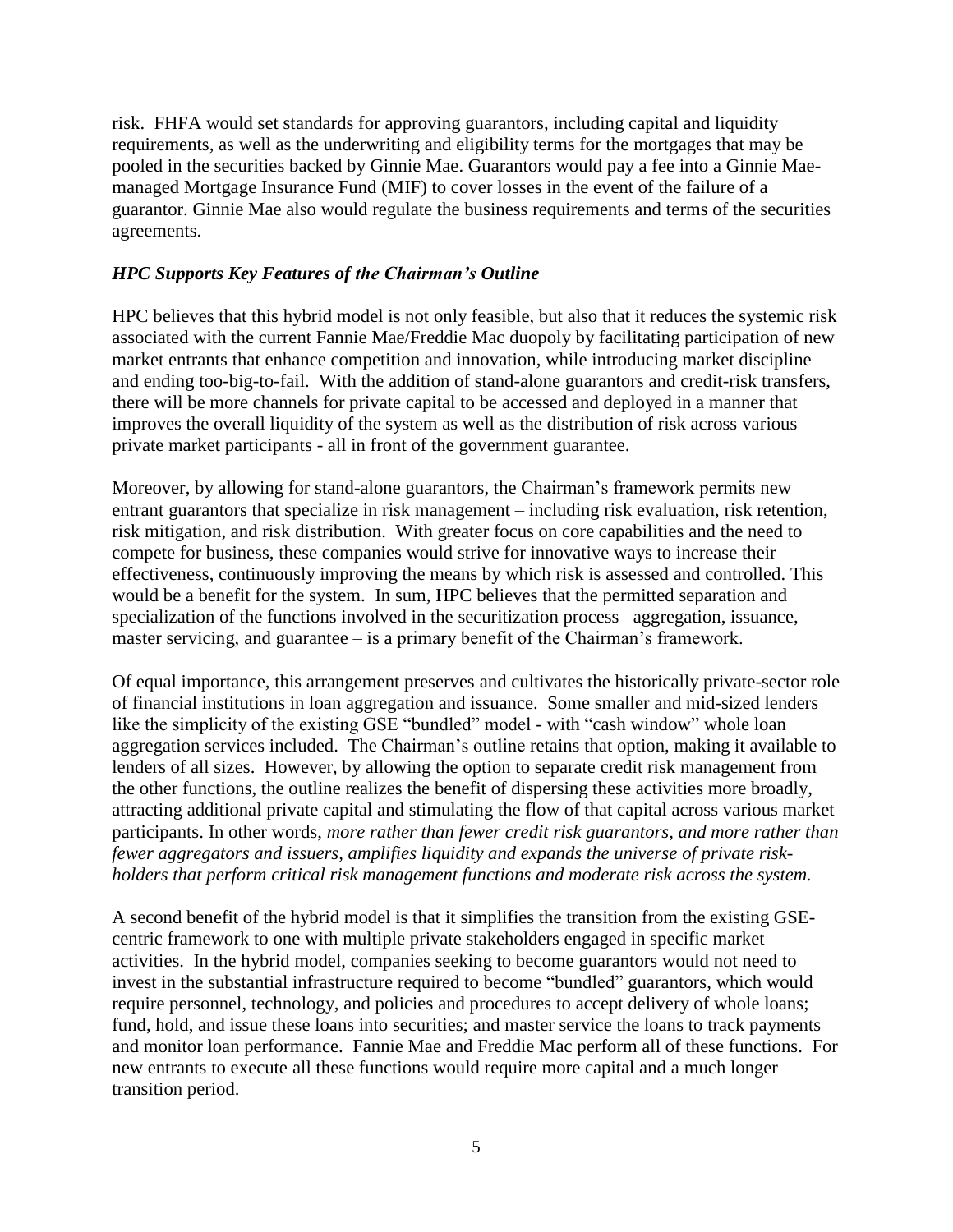risk. FHFA would set standards for approving guarantors, including capital and liquidity requirements, as well as the underwriting and eligibility terms for the mortgages that may be pooled in the securities backed by Ginnie Mae. Guarantors would pay a fee into a Ginnie Mae-managed Mortgage Insurance Fund (MIF) to cover losses in the event of the failure of a guarantor. Ginnie Mae also would regulate the business requirements and terms of the securities agreements.

### *HPC Supports Key Features of the Chairman's Outline*

HPC believes that this hybrid model is not only feasible, but also that it reduces the systemic risk associated with the current Fannie Mae/Freddie Mac duopoly by facilitating participation of new market entrants that enhance competition and innovation, while introducing market discipline and ending too-big-to-fail. With the addition of stand-alone guarantors and credit-risk transfers, there will be more channels for private capital to be accessed and deployed in a manner that improves the overall liquidity of the system as well as the distribution of risk across various private market participants - all in front of the government guarantee.

Moreover, by allowing for stand-alone guarantors, the Chairman's framework permits new entrant guarantors that specialize in risk management – including risk evaluation, risk retention, risk mitigation, and risk distribution. With greater focus on core capabilities and the need to compete for business, these companies would strive for innovative ways to increase their effectiveness, continuously improving the means by which risk is assessed and controlled. This would be a benefit for the system. In sum, HPC believes that the permitted separation and specialization of the functions involved in the securitization process– aggregation, issuance, master servicing, and guarantee – is a primary benefit of the Chairman's framework.

Of equal importance, this arrangement preserves and cultivates the historically private-sector role of financial institutions in loan aggregation and issuance. Some smaller and mid-sized lenders like the simplicity of the existing GSE "bundled" model - with "cash window" whole loan aggregation services included. The Chairman's outline retains that option, making it available to lenders of all sizes. However, by allowing the option to separate credit risk management from the other functions, the outline realizes the benefit of dispersing these activities more broadly, attracting additional private capital and stimulating the flow of that capital across various market participants. In other words, *more rather than fewer credit risk guarantors, and more rather than fewer aggregators and issuers, amplifies liquidity and expands the universe of private risk-holders that perform critical risk management functions and moderate risk across the system.*

A second benefit of the hybrid model is that it simplifies the transition from the existing GSE-centric framework to one with multiple private stakeholders engaged in specific market activities. In the hybrid model, companies seeking to become guarantors would not need to invest in the substantial infrastructure required to become "bundled" guarantors, which would require personnel, technology, and policies and procedures to accept delivery of whole loans; fund, hold, and issue these loans into securities; and master service the loans to track payments and monitor loan performance. Fannie Mae and Freddie Mac perform all of these functions. For new entrants to execute all these functions would require more capital and a much longer transition period.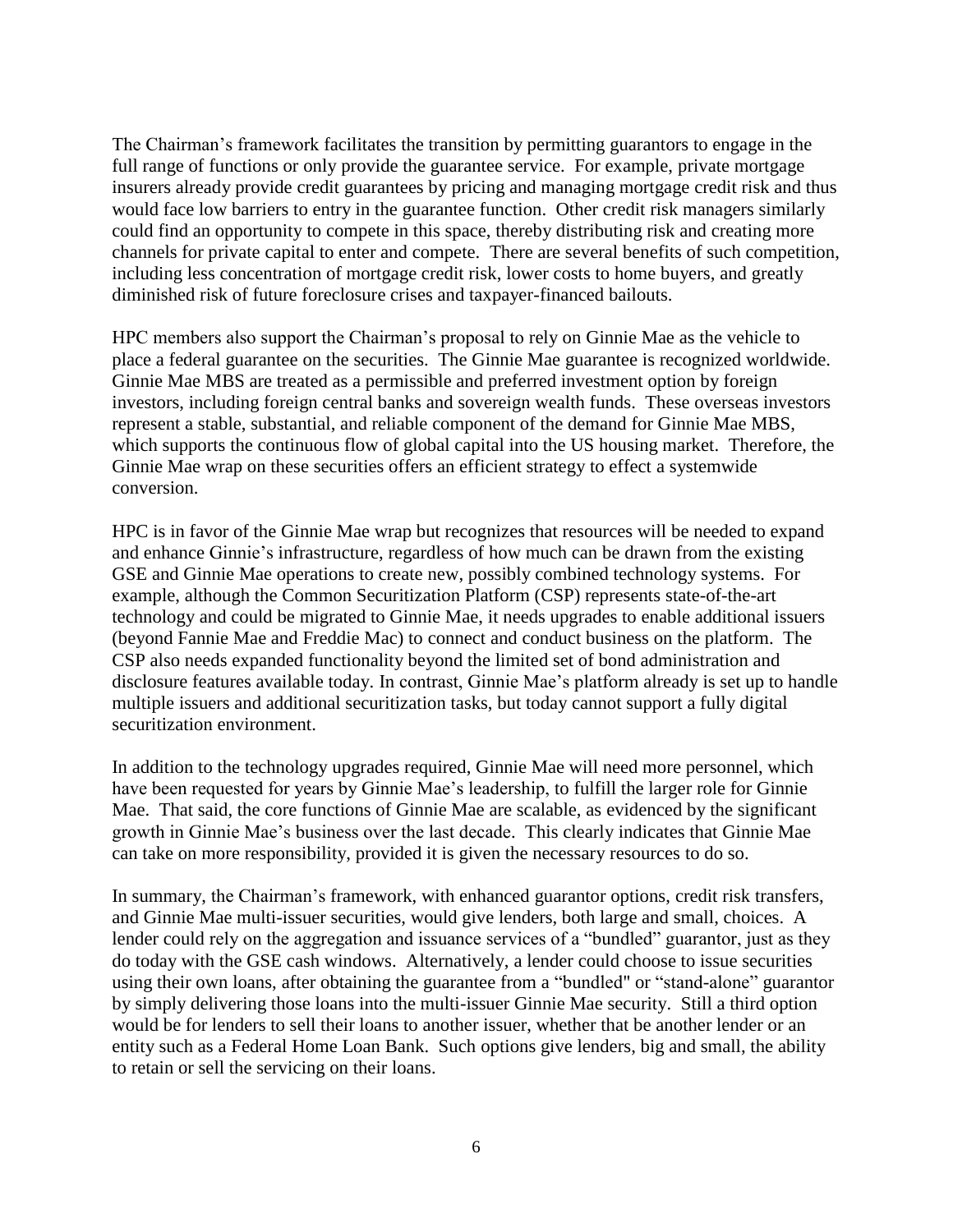The Chairman's framework facilitates the transition by permitting guarantors to engage in the full range of functions or only provide the guarantee service. For example, private mortgage insurers already provide credit guarantees by pricing and managing mortgage credit risk and thus would face low barriers to entry in the guarantee function. Other credit risk managers similarly could find an opportunity to compete in this space, thereby distributing risk and creating more channels for private capital to enter and compete. There are several benefits of such competition, including less concentration of mortgage credit risk, lower costs to home buyers, and greatly diminished risk of future foreclosure crises and taxpayer-financed bailouts.

HPC members also support the Chairman's proposal to rely on Ginnie Mae as the vehicle to place a federal guarantee on the securities. The Ginnie Mae guarantee is recognized worldwide. Ginnie Mae MBS are treated as a permissible and preferred investment option by foreign investors, including foreign central banks and sovereign wealth funds. These overseas investors represent a stable, substantial, and reliable component of the demand for Ginnie Mae MBS, which supports the continuous flow of global capital into the US housing market. Therefore, the Ginnie Mae wrap on these securities offers an efficient strategy to effect a systemwide conversion.

HPC is in favor of the Ginnie Mae wrap but recognizes that resources will be needed to expand and enhance Ginnie's infrastructure, regardless of how much can be drawn from the existing GSE and Ginnie Mae operations to create new, possibly combined technology systems. For example, although the Common Securitization Platform (CSP) represents state-of-the-art technology and could be migrated to Ginnie Mae, it needs upgrades to enable additional issuers (beyond Fannie Mae and Freddie Mac) to connect and conduct business on the platform. The CSP also needs expanded functionality beyond the limited set of bond administration and disclosure features available today. In contrast, Ginnie Mae's platform already is set up to handle multiple issuers and additional securitization tasks, but today cannot support a fully digital securitization environment.

In addition to the technology upgrades required, Ginnie Mae will need more personnel, which have been requested for years by Ginnie Mae's leadership, to fulfill the larger role for Ginnie Mae. That said, the core functions of Ginnie Mae are scalable, as evidenced by the significant growth in Ginnie Mae's business over the last decade. This clearly indicates that Ginnie Mae can take on more responsibility, provided it is given the necessary resources to do so.

In summary, the Chairman's framework, with enhanced guarantor options, credit risk transfers, and Ginnie Mae multi-issuer securities, would give lenders, both large and small, choices. A lender could rely on the aggregation and issuance services of a "bundled" guarantor, just as they do today with the GSE cash windows. Alternatively, a lender could choose to issue securities using their own loans, after obtaining the guarantee from a "bundled" or "stand-alone" guarantor by simply delivering those loans into the multi-issuer Ginnie Mae security. Still a third option would be for lenders to sell their loans to another issuer, whether that be another lender or an entity such as a Federal Home Loan Bank. Such options give lenders, big and small, the ability to retain or sell the servicing on their loans.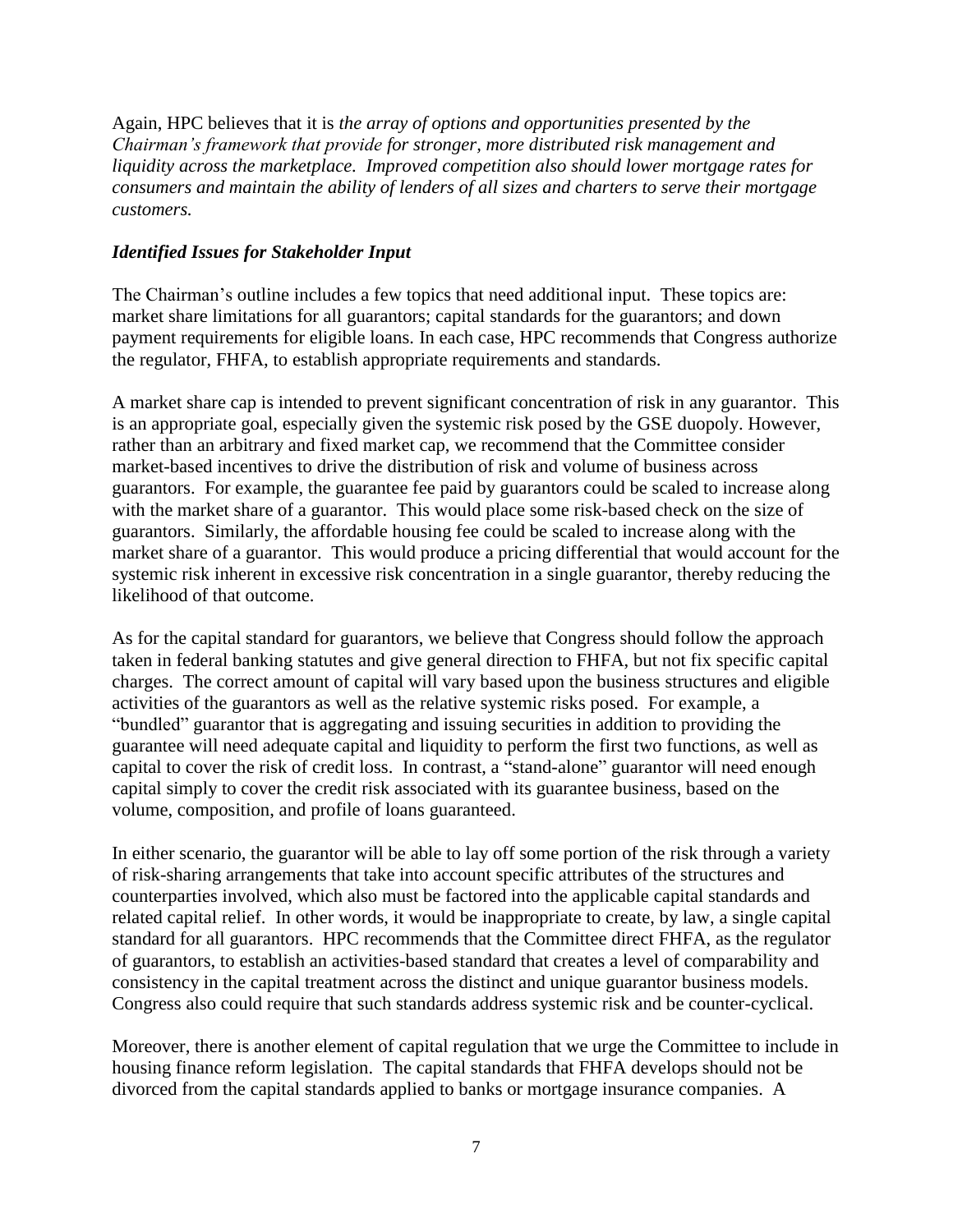Again, HPC believes that it is *the array of options and opportunities presented by the Chairman's framework that provide for stronger, more distributed risk management and liquidity across the marketplace. Improved competition also should lower mortgage rates for consumers and maintain the ability of lenders of all sizes and charters to serve their mortgage customers.*

***Identified Issues for Stakeholder Input***

The Chairman's outline includes a few topics that need additional input. These topics are: market share limitations for all guarantors; capital standards for the guarantors; and down payment requirements for eligible loans. In each case, HPC recommends that Congress authorize the regulator, FHFA, to establish appropriate requirements and standards.

A market share cap is intended to prevent significant concentration of risk in any guarantor. This is an appropriate goal, especially given the systemic risk posed by the GSE duopoly. However, rather than an arbitrary and fixed market cap, we recommend that the Committee consider market-based incentives to drive the distribution of risk and volume of business across guarantors. For example, the guarantee fee paid by guarantors could be scaled to increase along with the market share of a guarantor. This would place some risk-based check on the size of guarantors. Similarly, the affordable housing fee could be scaled to increase along with the market share of a guarantor. This would produce a pricing differential that would account for the systemic risk inherent in excessive risk concentration in a single guarantor, thereby reducing the likelihood of that outcome.

As for the capital standard for guarantors, we believe that Congress should follow the approach taken in federal banking statutes and give general direction to FHFA, but not fix specific capital charges. The correct amount of capital will vary based upon the business structures and eligible activities of the guarantors as well as the relative systemic risks posed. For example, a "bundled" guarantor that is aggregating and issuing securities in addition to providing the guarantee will need adequate capital and liquidity to perform the first two functions, as well as capital to cover the risk of credit loss. In contrast, a "stand-alone" guarantor will need enough capital simply to cover the credit risk associated with its guarantee business, based on the volume, composition, and profile of loans guaranteed.

In either scenario, the guarantor will be able to lay off some portion of the risk through a variety of risk-sharing arrangements that take into account specific attributes of the structures and counterparties involved, which also must be factored into the applicable capital standards and related capital relief. In other words, it would be inappropriate to create, by law, a single capital standard for all guarantors. HPC recommends that the Committee direct FHFA, as the regulator of guarantors, to establish an activities-based standard that creates a level of comparability and consistency in the capital treatment across the distinct and unique guarantor business models. Congress also could require that such standards address systemic risk and be counter-cyclical.

Moreover, there is another element of capital regulation that we urge the Committee to include in housing finance reform legislation. The capital standards that FHFA develops should not be divorced from the capital standards applied to banks or mortgage insurance companies. A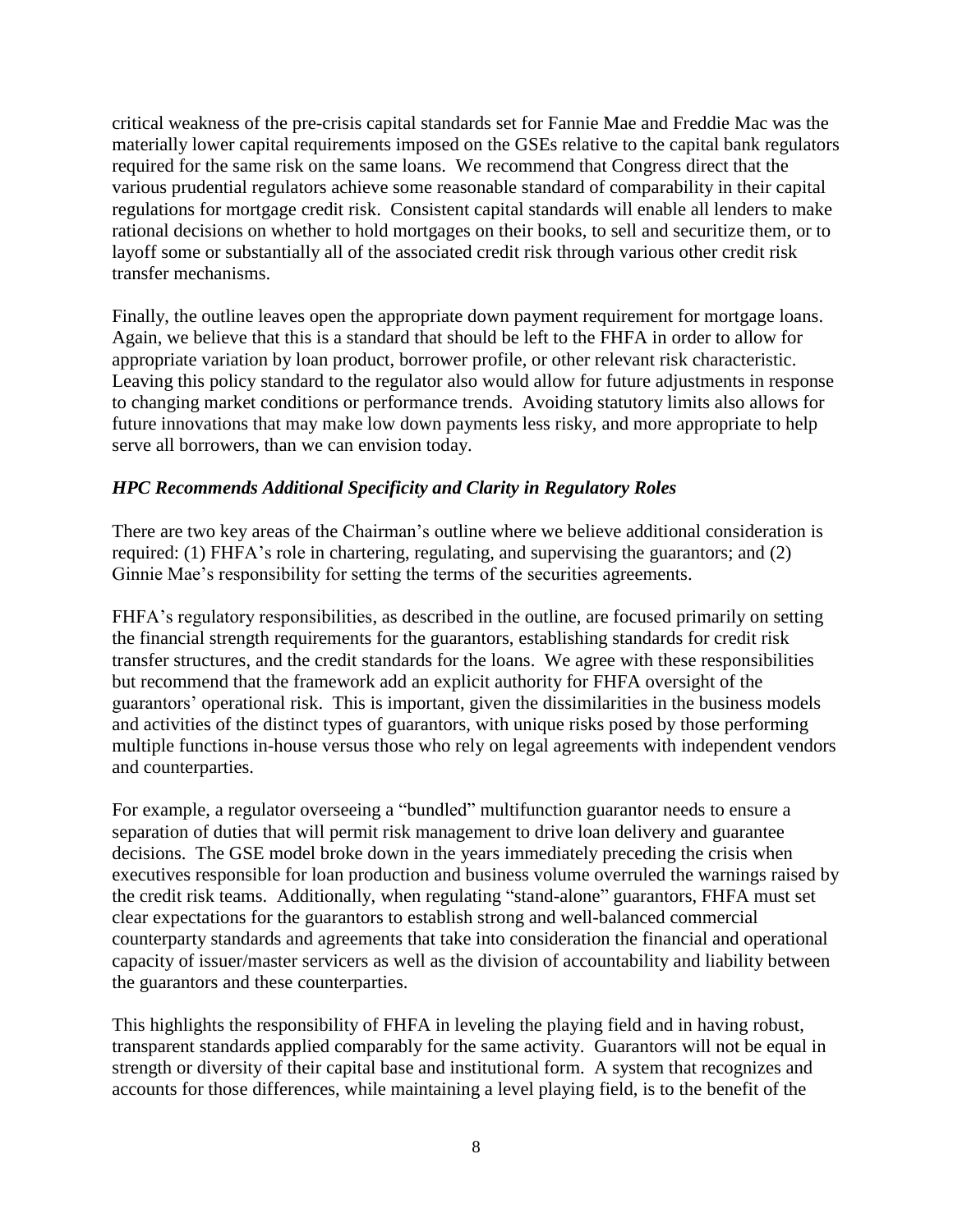critical weakness of the pre-crisis capital standards set for Fannie Mae and Freddie Mac was the materially lower capital requirements imposed on the GSEs relative to the capital bank regulators required for the same risk on the same loans. We recommend that Congress direct that the various prudential regulators achieve some reasonable standard of comparability in their capital regulations for mortgage credit risk. Consistent capital standards will enable all lenders to make rational decisions on whether to hold mortgages on their books, to sell and securitize them, or to layoff some or substantially all of the associated credit risk through various other credit risk transfer mechanisms.

Finally, the outline leaves open the appropriate down payment requirement for mortgage loans. Again, we believe that this is a standard that should be left to the FHFA in order to allow for appropriate variation by loan product, borrower profile, or other relevant risk characteristic. Leaving this policy standard to the regulator also would allow for future adjustments in response to changing market conditions or performance trends. Avoiding statutory limits also allows for future innovations that may make low down payments less risky, and more appropriate to help serve all borrowers, than we can envision today.

### *HPC Recommends Additional Specificity and Clarity in Regulatory Roles*

There are two key areas of the Chairman's outline where we believe additional consideration is required: (1) FHFA's role in chartering, regulating, and supervising the guarantors; and (2) Ginnie Mae's responsibility for setting the terms of the securities agreements.

FHFA's regulatory responsibilities, as described in the outline, are focused primarily on setting the financial strength requirements for the guarantors, establishing standards for credit risk transfer structures, and the credit standards for the loans. We agree with these responsibilities but recommend that the framework add an explicit authority for FHFA oversight of the guarantors' operational risk. This is important, given the dissimilarities in the business models and activities of the distinct types of guarantors, with unique risks posed by those performing multiple functions in-house versus those who rely on legal agreements with independent vendors and counterparties.

For example, a regulator overseeing a "bundled" multifunction guarantor needs to ensure a separation of duties that will permit risk management to drive loan delivery and guarantee decisions. The GSE model broke down in the years immediately preceding the crisis when executives responsible for loan production and business volume overruled the warnings raised by the credit risk teams. Additionally, when regulating "stand-alone" guarantors, FHFA must set clear expectations for the guarantors to establish strong and well-balanced commercial counterparty standards and agreements that take into consideration the financial and operational capacity of issuer/master servicers as well as the division of accountability and liability between the guarantors and these counterparties.

This highlights the responsibility of FHFA in leveling the playing field and in having robust, transparent standards applied comparably for the same activity. Guarantors will not be equal in strength or diversity of their capital base and institutional form. A system that recognizes and accounts for those differences, while maintaining a level playing field, is to the benefit of the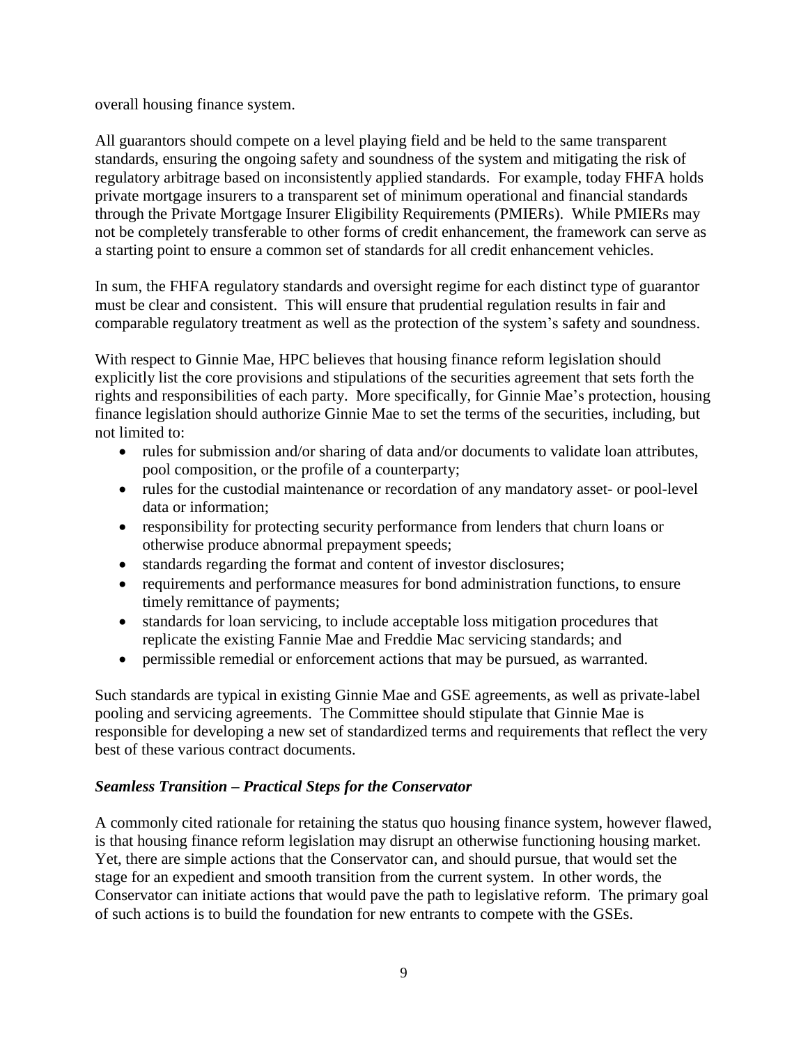overall housing finance system.

All guarantors should compete on a level playing field and be held to the same transparent standards, ensuring the ongoing safety and soundness of the system and mitigating the risk of regulatory arbitrage based on inconsistently applied standards. For example, today FHFA holds private mortgage insurers to a transparent set of minimum operational and financial standards through the Private Mortgage Insurer Eligibility Requirements (PMIERs). While PMIERs may not be completely transferable to other forms of credit enhancement, the framework can serve as a starting point to ensure a common set of standards for all credit enhancement vehicles.

In sum, the FHFA regulatory standards and oversight regime for each distinct type of guarantor must be clear and consistent. This will ensure that prudential regulation results in fair and comparable regulatory treatment as well as the protection of the system's safety and soundness.

With respect to Ginnie Mae, HPC believes that housing finance reform legislation should explicitly list the core provisions and stipulations of the securities agreement that sets forth the rights and responsibilities of each party. More specifically, for Ginnie Mae's protection, housing finance legislation should authorize Ginnie Mae to set the terms of the securities, including, but not limited to:

- rules for submission and/or sharing of data and/or documents to validate loan attributes, pool composition, or the profile of a counterparty;
- rules for the custodial maintenance or recordation of any mandatory asset- or pool-level data or information;
- responsibility for protecting security performance from lenders that churn loans or otherwise produce abnormal prepayment speeds;
- standards regarding the format and content of investor disclosures;
- requirements and performance measures for bond administration functions, to ensure timely remittance of payments;
- standards for loan servicing, to include acceptable loss mitigation procedures that replicate the existing Fannie Mae and Freddie Mac servicing standards; and
- permissible remedial or enforcement actions that may be pursued, as warranted.

Such standards are typical in existing Ginnie Mae and GSE agreements, as well as private-label pooling and servicing agreements. The Committee should stipulate that Ginnie Mae is responsible for developing a new set of standardized terms and requirements that reflect the very best of these various contract documents.

### *Seamless Transition – Practical Steps for the Conservator*

A commonly cited rationale for retaining the status quo housing finance system, however flawed, is that housing finance reform legislation may disrupt an otherwise functioning housing market. Yet, there are simple actions that the Conservator can, and should pursue, that would set the stage for an expedient and smooth transition from the current system. In other words, the Conservator can initiate actions that would pave the path to legislative reform. The primary goal of such actions is to build the foundation for new entrants to compete with the GSEs.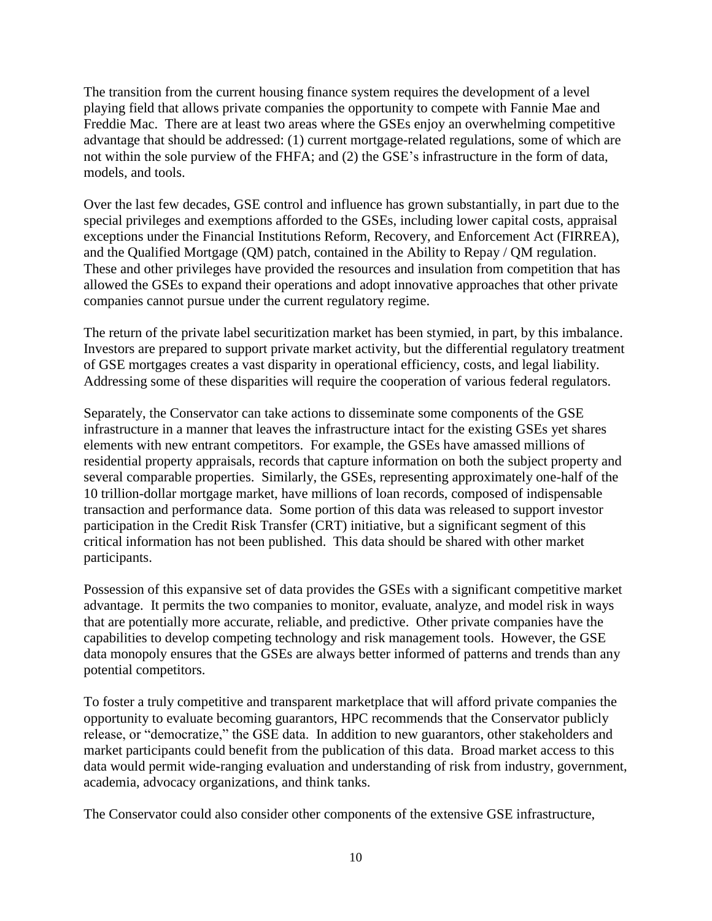The transition from the current housing finance system requires the development of a level playing field that allows private companies the opportunity to compete with Fannie Mae and Freddie Mac. There are at least two areas where the GSEs enjoy an overwhelming competitive advantage that should be addressed: (1) current mortgage-related regulations, some of which are not within the sole purview of the FHFA; and (2) the GSE's infrastructure in the form of data, models, and tools.

Over the last few decades, GSE control and influence has grown substantially, in part due to the special privileges and exemptions afforded to the GSEs, including lower capital costs, appraisal exceptions under the Financial Institutions Reform, Recovery, and Enforcement Act (FIRREA), and the Qualified Mortgage (QM) patch, contained in the Ability to Repay / QM regulation. These and other privileges have provided the resources and insulation from competition that has allowed the GSEs to expand their operations and adopt innovative approaches that other private companies cannot pursue under the current regulatory regime.

The return of the private label securitization market has been stymied, in part, by this imbalance. Investors are prepared to support private market activity, but the differential regulatory treatment of GSE mortgages creates a vast disparity in operational efficiency, costs, and legal liability. Addressing some of these disparities will require the cooperation of various federal regulators.

Separately, the Conservator can take actions to disseminate some components of the GSE infrastructure in a manner that leaves the infrastructure intact for the existing GSEs yet shares elements with new entrant competitors. For example, the GSEs have amassed millions of residential property appraisals, records that capture information on both the subject property and several comparable properties. Similarly, the GSEs, representing approximately one-half of the 10 trillion-dollar mortgage market, have millions of loan records, composed of indispensable transaction and performance data. Some portion of this data was released to support investor participation in the Credit Risk Transfer (CRT) initiative, but a significant segment of this critical information has not been published. This data should be shared with other market participants.

Possession of this expansive set of data provides the GSEs with a significant competitive market advantage. It permits the two companies to monitor, evaluate, analyze, and model risk in ways that are potentially more accurate, reliable, and predictive. Other private companies have the capabilities to develop competing technology and risk management tools. However, the GSE data monopoly ensures that the GSEs are always better informed of patterns and trends than any potential competitors.

To foster a truly competitive and transparent marketplace that will afford private companies the opportunity to evaluate becoming guarantors, HPC recommends that the Conservator publicly release, or "democratize," the GSE data. In addition to new guarantors, other stakeholders and market participants could benefit from the publication of this data. Broad market access to this data would permit wide-ranging evaluation and understanding of risk from industry, government, academia, advocacy organizations, and think tanks.

The Conservator could also consider other components of the extensive GSE infrastructure,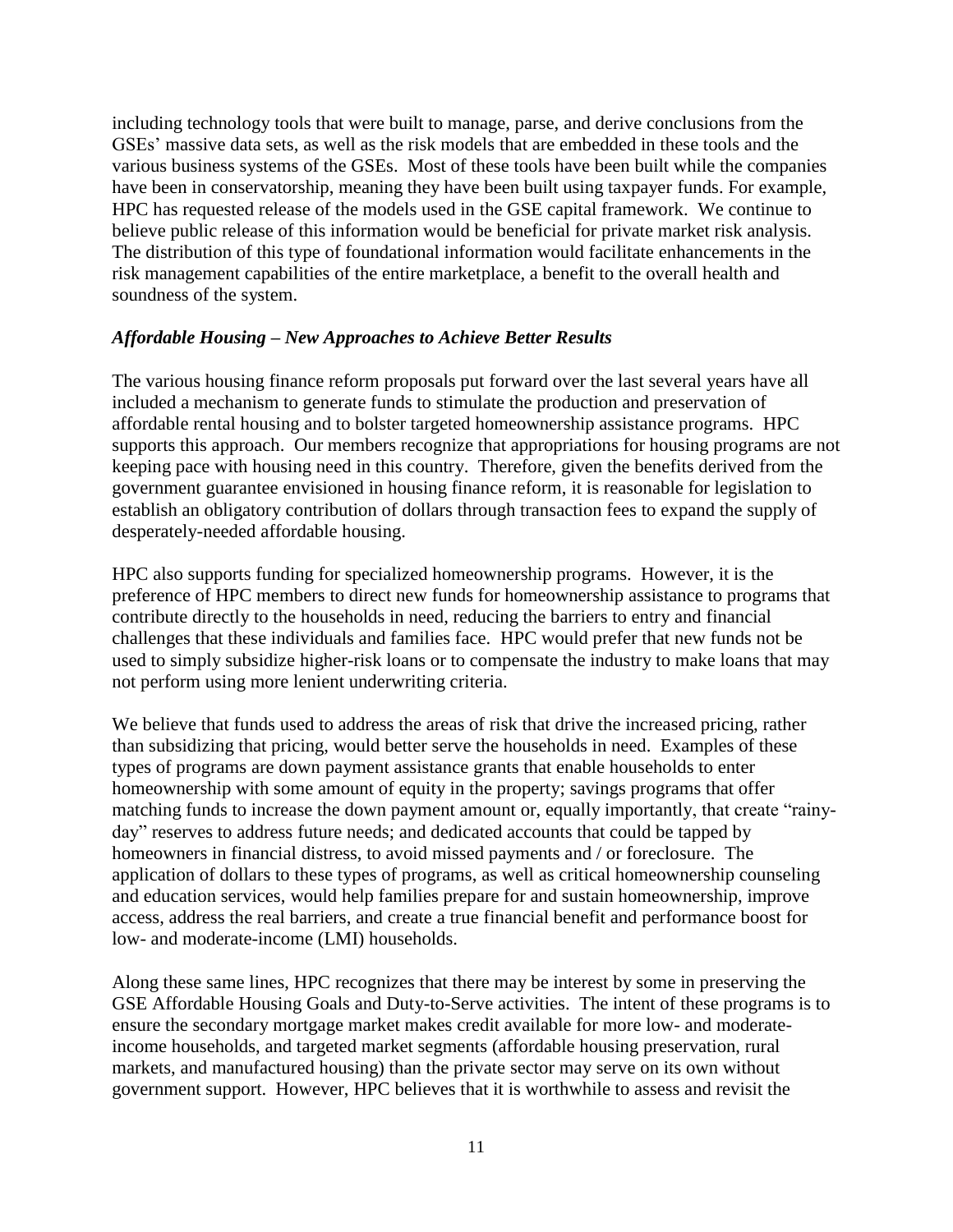including technology tools that were built to manage, parse, and derive conclusions from the GSEs' massive data sets, as well as the risk models that are embedded in these tools and the various business systems of the GSEs. Most of these tools have been built while the companies have been in conservatorship, meaning they have been built using taxpayer funds. For example, HPC has requested release of the models used in the GSE capital framework. We continue to believe public release of this information would be beneficial for private market risk analysis. The distribution of this type of foundational information would facilitate enhancements in the risk management capabilities of the entire marketplace, a benefit to the overall health and soundness of the system.

### *Affordable Housing – New Approaches to Achieve Better Results*

The various housing finance reform proposals put forward over the last several years have all included a mechanism to generate funds to stimulate the production and preservation of affordable rental housing and to bolster targeted homeownership assistance programs. HPC supports this approach. Our members recognize that appropriations for housing programs are not keeping pace with housing need in this country. Therefore, given the benefits derived from the government guarantee envisioned in housing finance reform, it is reasonable for legislation to establish an obligatory contribution of dollars through transaction fees to expand the supply of desperately-needed affordable housing.

HPC also supports funding for specialized homeownership programs. However, it is the preference of HPC members to direct new funds for homeownership assistance to programs that contribute directly to the households in need, reducing the barriers to entry and financial challenges that these individuals and families face. HPC would prefer that new funds not be used to simply subsidize higher-risk loans or to compensate the industry to make loans that may not perform using more lenient underwriting criteria.

We believe that funds used to address the areas of risk that drive the increased pricing, rather than subsidizing that pricing, would better serve the households in need. Examples of these types of programs are down payment assistance grants that enable households to enter homeownership with some amount of equity in the property; savings programs that offer matching funds to increase the down payment amount or, equally importantly, that create "rainy-day" reserves to address future needs; and dedicated accounts that could be tapped by homeowners in financial distress, to avoid missed payments and / or foreclosure. The application of dollars to these types of programs, as well as critical homeownership counseling and education services, would help families prepare for and sustain homeownership, improve access, address the real barriers, and create a true financial benefit and performance boost for low- and moderate-income (LMI) households.

Along these same lines, HPC recognizes that there may be interest by some in preserving the GSE Affordable Housing Goals and Duty-to-Serve activities. The intent of these programs is to ensure the secondary mortgage market makes credit available for more low- and moderate-income households, and targeted market segments (affordable housing preservation, rural markets, and manufactured housing) than the private sector may serve on its own without government support. However, HPC believes that it is worthwhile to assess and revisit the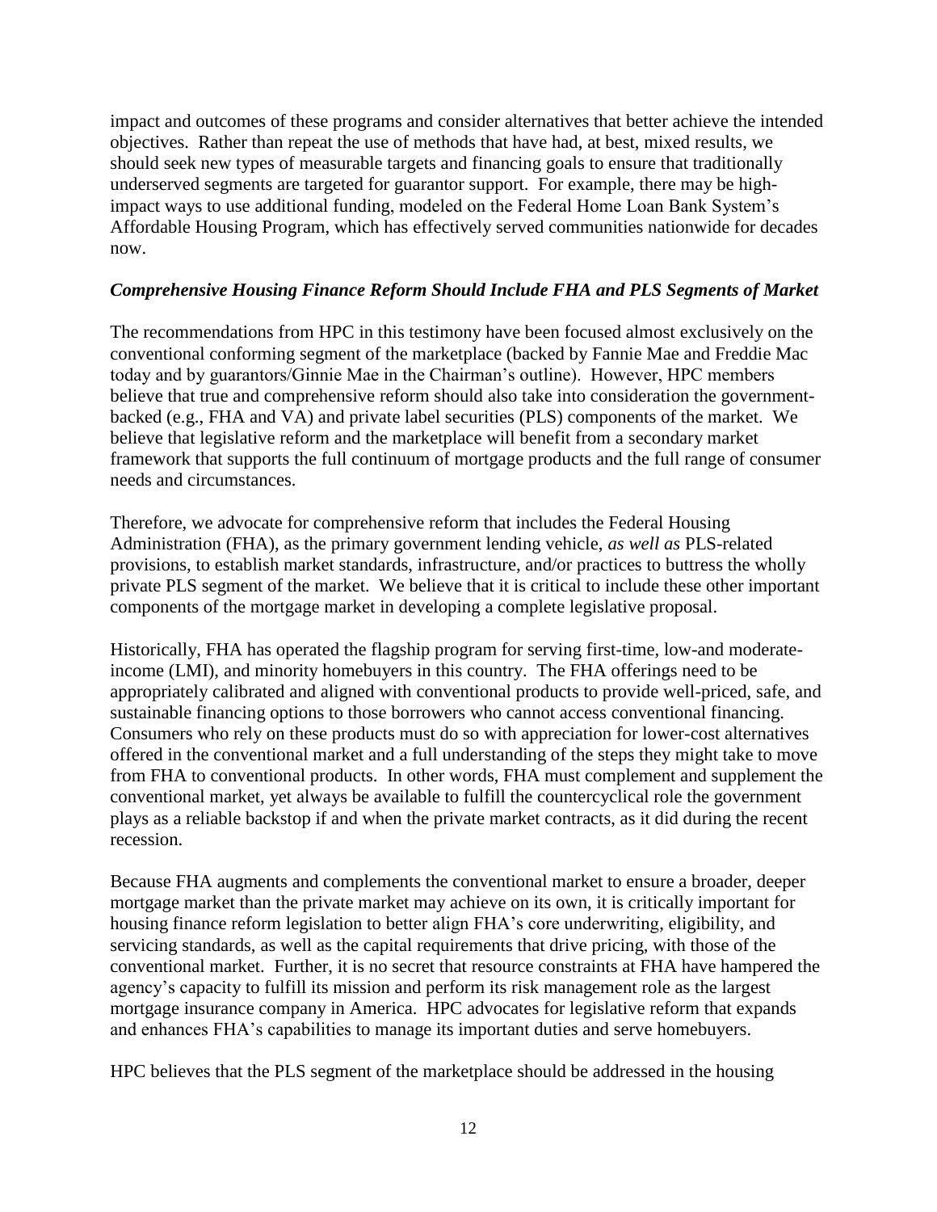impact and outcomes of these programs and consider alternatives that better achieve the intended objectives. Rather than repeat the use of methods that have had, at best, mixed results, we should seek new types of measurable targets and financing goals to ensure that traditionally underserved segments are targeted for guarantor support. For example, there may be high-impact ways to use additional funding, modeled on the Federal Home Loan Bank System's Affordable Housing Program, which has effectively served communities nationwide for decades now.

***Comprehensive Housing Finance Reform Should Include FHA and PLS Segments of Market***

The recommendations from HPC in this testimony have been focused almost exclusively on the conventional conforming segment of the marketplace (backed by Fannie Mae and Freddie Mac today and by guarantors/Ginnie Mae in the Chairman's outline). However, HPC members believe that true and comprehensive reform should also take into consideration the government-backed (e.g., FHA and VA) and private label securities (PLS) components of the market. We believe that legislative reform and the marketplace will benefit from a secondary market framework that supports the full continuum of mortgage products and the full range of consumer needs and circumstances.

Therefore, we advocate for comprehensive reform that includes the Federal Housing Administration (FHA), as the primary government lending vehicle, *as well as* PLS-related provisions, to establish market standards, infrastructure, and/or practices to buttress the wholly private PLS segment of the market. We believe that it is critical to include these other important components of the mortgage market in developing a complete legislative proposal.

Historically, FHA has operated the flagship program for serving first-time, low-and moderate-income (LMI), and minority homebuyers in this country. The FHA offerings need to be appropriately calibrated and aligned with conventional products to provide well-priced, safe, and sustainable financing options to those borrowers who cannot access conventional financing. Consumers who rely on these products must do so with appreciation for lower-cost alternatives offered in the conventional market and a full understanding of the steps they might take to move from FHA to conventional products. In other words, FHA must complement and supplement the conventional market, yet always be available to fulfill the countercyclical role the government plays as a reliable backstop if and when the private market contracts, as it did during the recent recession.

Because FHA augments and complements the conventional market to ensure a broader, deeper mortgage market than the private market may achieve on its own, it is critically important for housing finance reform legislation to better align FHA's core underwriting, eligibility, and servicing standards, as well as the capital requirements that drive pricing, with those of the conventional market. Further, it is no secret that resource constraints at FHA have hampered the agency's capacity to fulfill its mission and perform its risk management role as the largest mortgage insurance company in America. HPC advocates for legislative reform that expands and enhances FHA's capabilities to manage its important duties and serve homebuyers.

HPC believes that the PLS segment of the marketplace should be addressed in the housing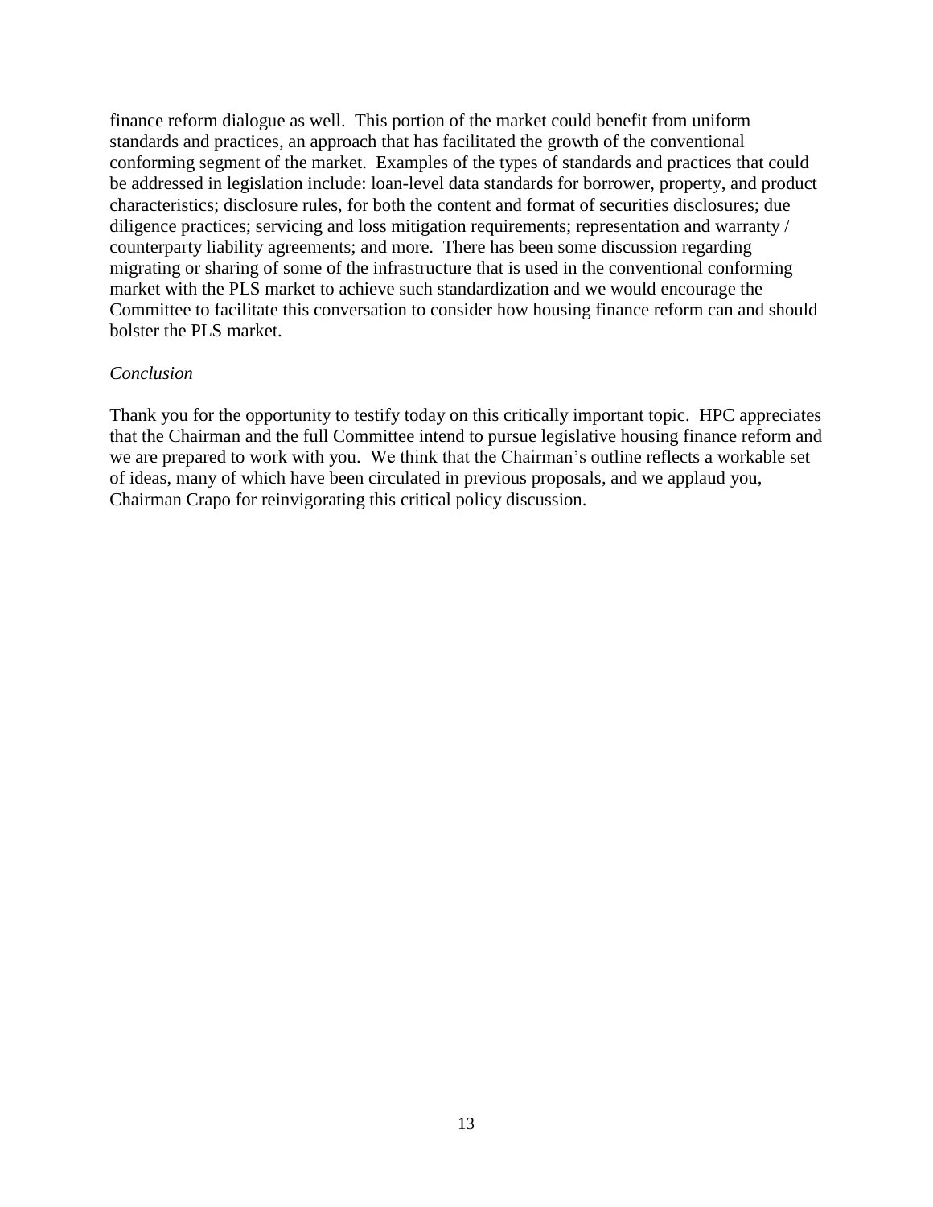finance reform dialogue as well. This portion of the market could benefit from uniform standards and practices, an approach that has facilitated the growth of the conventional conforming segment of the market. Examples of the types of standards and practices that could be addressed in legislation include: loan-level data standards for borrower, property, and product characteristics; disclosure rules, for both the content and format of securities disclosures; due diligence practices; servicing and loss mitigation requirements; representation and warranty / counterparty liability agreements; and more. There has been some discussion regarding migrating or sharing of some of the infrastructure that is used in the conventional conforming market with the PLS market to achieve such standardization and we would encourage the Committee to facilitate this conversation to consider how housing finance reform can and should bolster the PLS market.

*Conclusion*

Thank you for the opportunity to testify today on this critically important topic. HPC appreciates that the Chairman and the full Committee intend to pursue legislative housing finance reform and we are prepared to work with you. We think that the Chairman's outline reflects a workable set of ideas, many of which have been circulated in previous proposals, and we applaud you, Chairman Crapo for reinvigorating this critical policy discussion.